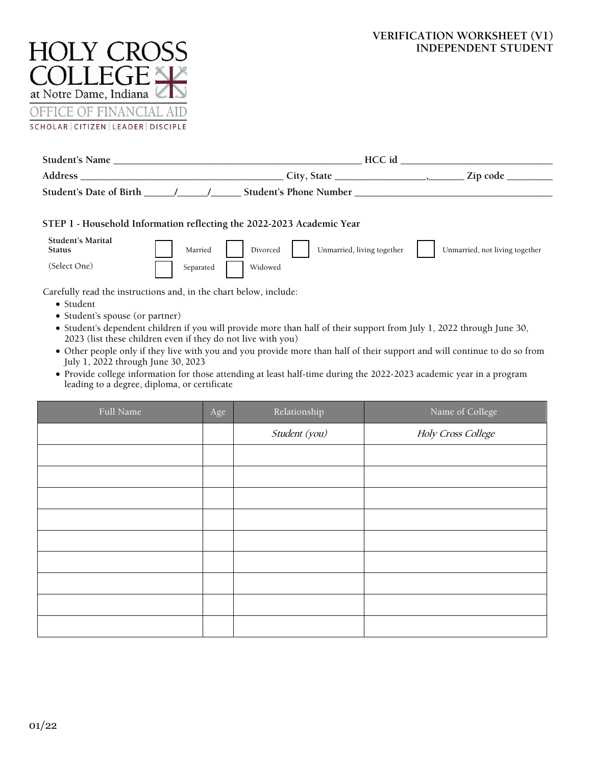HOLY CROSS COLLEGE
at Notre Dame, Indiana
OFFICE OF FINANCIAL AID
SCHOLAR | CITIZEN | LEADER | DISCIPLE

**VERIFICATION WORKSHEET (V1)**
**INDEPENDENT STUDENT**

**Student's Name** ________________________________________________ **HCC id** ______________________________

**Address** _______________________________________ **City, State** _________________,_______ **Zip code** _________

**Student's Date of Birth** ______/______/______ **Student's Phone Number** _______________________________________

## STEP 1 - Household Information reflecting the 2022-2023 Academic Year

**Student's Marital Status** (Select One)

- ☐ Married
- ☐ Divorced
- ☐ Unmarried, living together
- ☐ Unmarried, not living together
- ☐ Separated
- ☐ Widowed

Carefully read the instructions and, in the chart below, include:

- Student
- Student's spouse (or partner)
- Student's dependent children if you will provide more than half of their support from July 1, 2022 through June 30, 2023 (list these children even if they do not live with you)
- Other people only if they live with you and you provide more than half of their support and will continue to do so from July 1, 2022 through June 30, 2023
- Provide college information for those attending at least half-time during the 2022-2023 academic year in a program leading to a degree, diploma, or certificate

| Full Name | Age | Relationship | Name of College |
|---|---|---|---|
| | | *Student (you)* | *Holy Cross College* |
| | | | |
| | | | |
| | | | |
| | | | |
| | | | |
| | | | |
| | | | |
| | | | |
| | | | |

01/22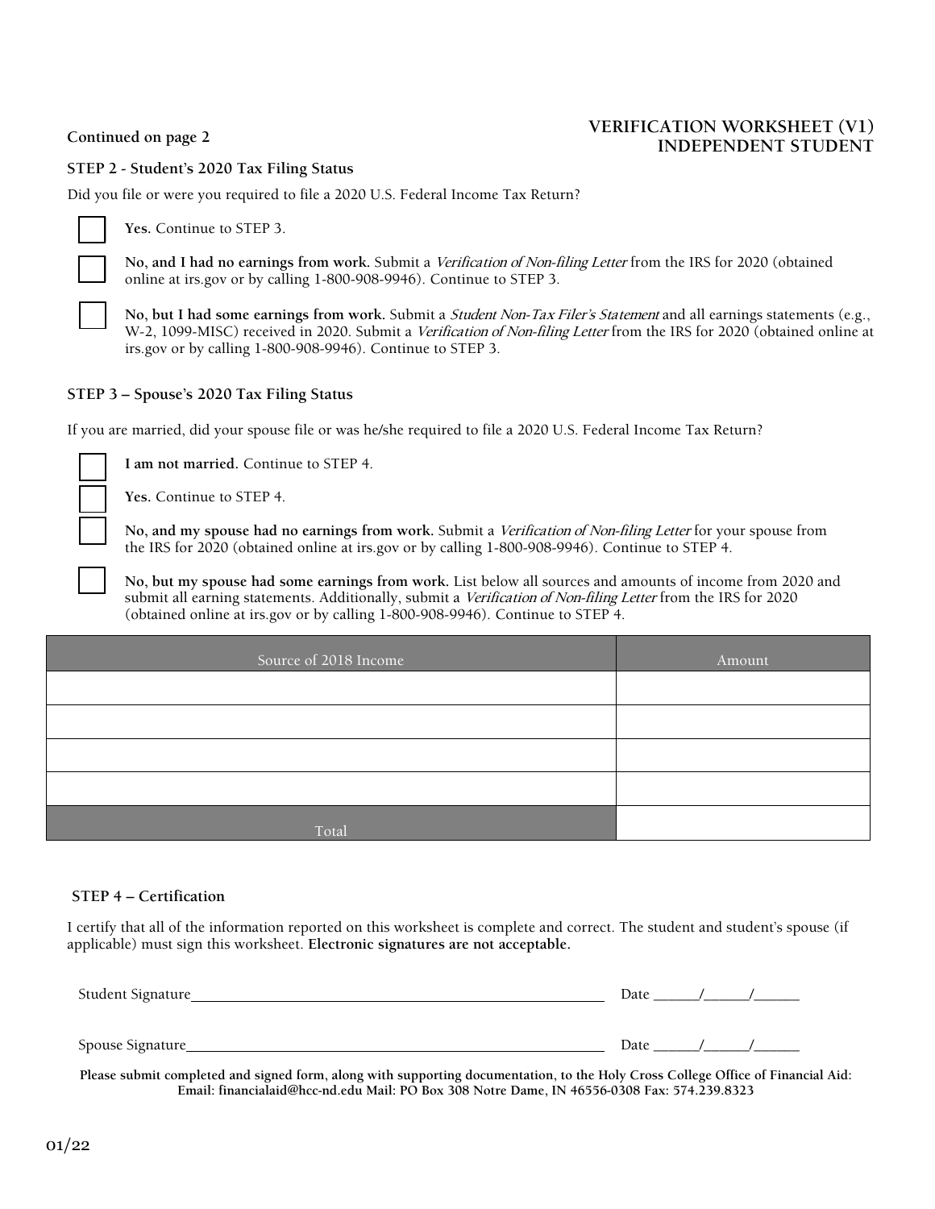**Continued on page 2**

**VERIFICATION WORKSHEET (V1)**
**INDEPENDENT STUDENT**

**STEP 2 - Student's 2020 Tax Filing Status**

Did you file or were you required to file a 2020 U.S. Federal Income Tax Return?

☐ **Yes.** Continue to STEP 3.

☐ **No, and I had no earnings from work.** Submit a *Verification of Non-filing Letter* from the IRS for 2020 (obtained online at irs.gov or by calling 1-800-908-9946). Continue to STEP 3.

☐ **No, but I had some earnings from work.** Submit a *Student Non-Tax Filer's Statement* and all earnings statements (e.g., W-2, 1099-MISC) received in 2020. Submit a *Verification of Non-filing Letter* from the IRS for 2020 (obtained online at irs.gov or by calling 1-800-908-9946). Continue to STEP 3.

**STEP 3 – Spouse's 2020 Tax Filing Status**

If you are married, did your spouse file or was he/she required to file a 2020 U.S. Federal Income Tax Return?

☐ **I am not married.** Continue to STEP 4.

☐ **Yes.** Continue to STEP 4.

☐ **No, and my spouse had no earnings from work.** Submit a *Verification of Non-filing Letter* for your spouse from the IRS for 2020 (obtained online at irs.gov or by calling 1-800-908-9946). Continue to STEP 4.

☐ **No, but my spouse had some earnings from work.** List below all sources and amounts of income from 2020 and submit all earning statements. Additionally, submit a *Verification of Non-filing Letter* from the IRS for 2020 (obtained online at irs.gov or by calling 1-800-908-9946). Continue to STEP 4.

| Source of 2018 Income | Amount |
| --- | --- |
| | |
| | |
| | |
| | |
| Total | |

**STEP 4 – Certification**

I certify that all of the information reported on this worksheet is complete and correct. The student and student's spouse (if applicable) must sign this worksheet. **Electronic signatures are not acceptable.**

Student Signature\_\_\_\_\_\_\_\_\_\_\_\_\_\_\_\_\_\_\_\_\_\_\_\_\_\_\_\_\_\_\_\_\_\_\_\_\_\_\_\_\_\_\_\_ Date \_\_\_\_\_\_/\_\_\_\_\_\_/\_\_\_\_\_\_

Spouse Signature\_\_\_\_\_\_\_\_\_\_\_\_\_\_\_\_\_\_\_\_\_\_\_\_\_\_\_\_\_\_\_\_\_\_\_\_\_\_\_\_\_\_\_\_ Date \_\_\_\_\_\_/\_\_\_\_\_\_/\_\_\_\_\_\_

**Please submit completed and signed form, along with supporting documentation, to the Holy Cross College Office of Financial Aid: Email: financialaid@hcc-nd.edu Mail: PO Box 308 Notre Dame, IN 46556-0308 Fax: 574.239.8323**

01/22